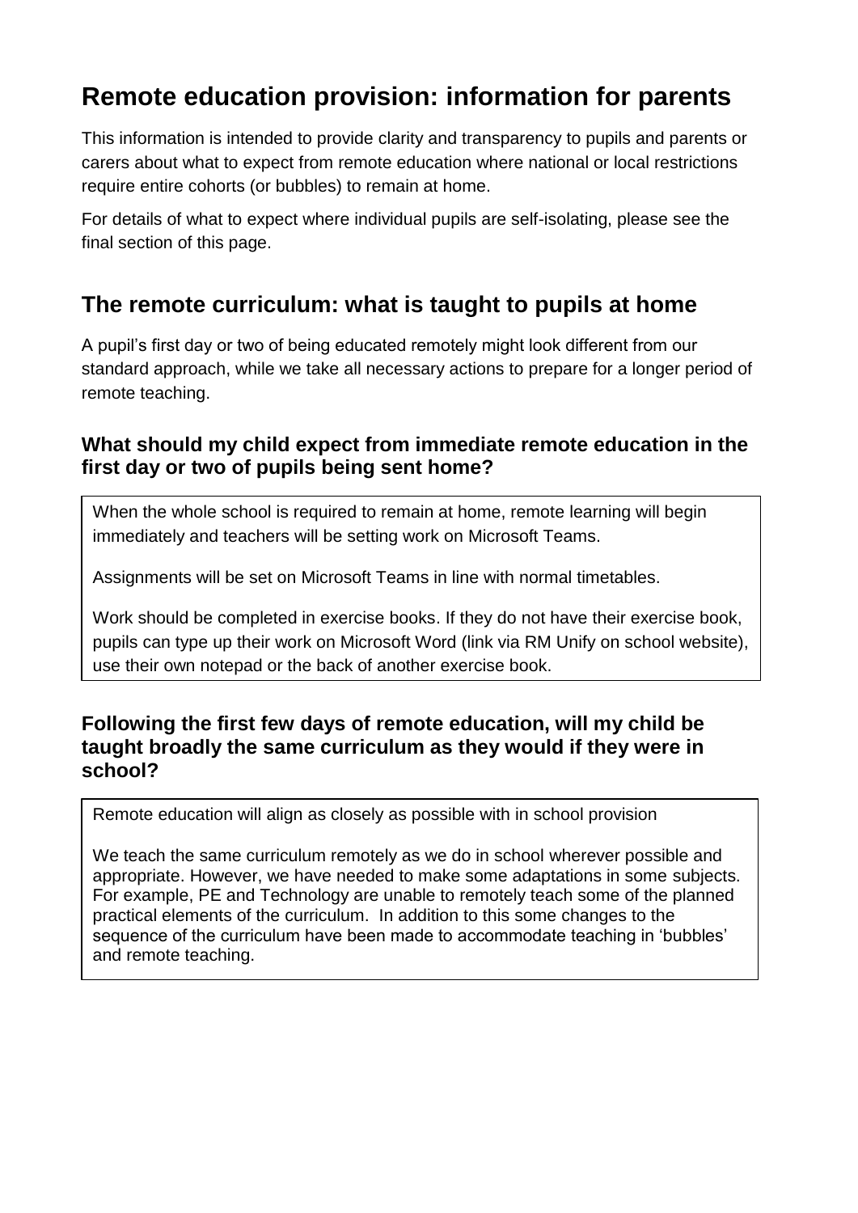# Remote education provision: information for parents

This information is intended to provide clarity and transparency to pupils and parents or carers about what to expect from remote education where national or local restrictions require entire cohorts (or bubbles) to remain at home.

For details of what to expect where individual pupils are self-isolating, please see the final section of this page.

## The remote curriculum: what is taught to pupils at home

A pupil's first day or two of being educated remotely might look different from our standard approach, while we take all necessary actions to prepare for a longer period of remote teaching.

### What should my child expect from immediate remote education in the first day or two of pupils being sent home?

When the whole school is required to remain at home, remote learning will begin immediately and teachers will be setting work on Microsoft Teams.

Assignments will be set on Microsoft Teams in line with normal timetables.

Work should be completed in exercise books. If they do not have their exercise book, pupils can type up their work on Microsoft Word (link via RM Unify on school website), use their own notepad or the back of another exercise book.

### Following the first few days of remote education, will my child be taught broadly the same curriculum as they would if they were in school?

Remote education will align as closely as possible with in school provision

We teach the same curriculum remotely as we do in school wherever possible and appropriate. However, we have needed to make some adaptations in some subjects. For example, PE and Technology are unable to remotely teach some of the planned practical elements of the curriculum. In addition to this some changes to the sequence of the curriculum have been made to accommodate teaching in 'bubbles' and remote teaching.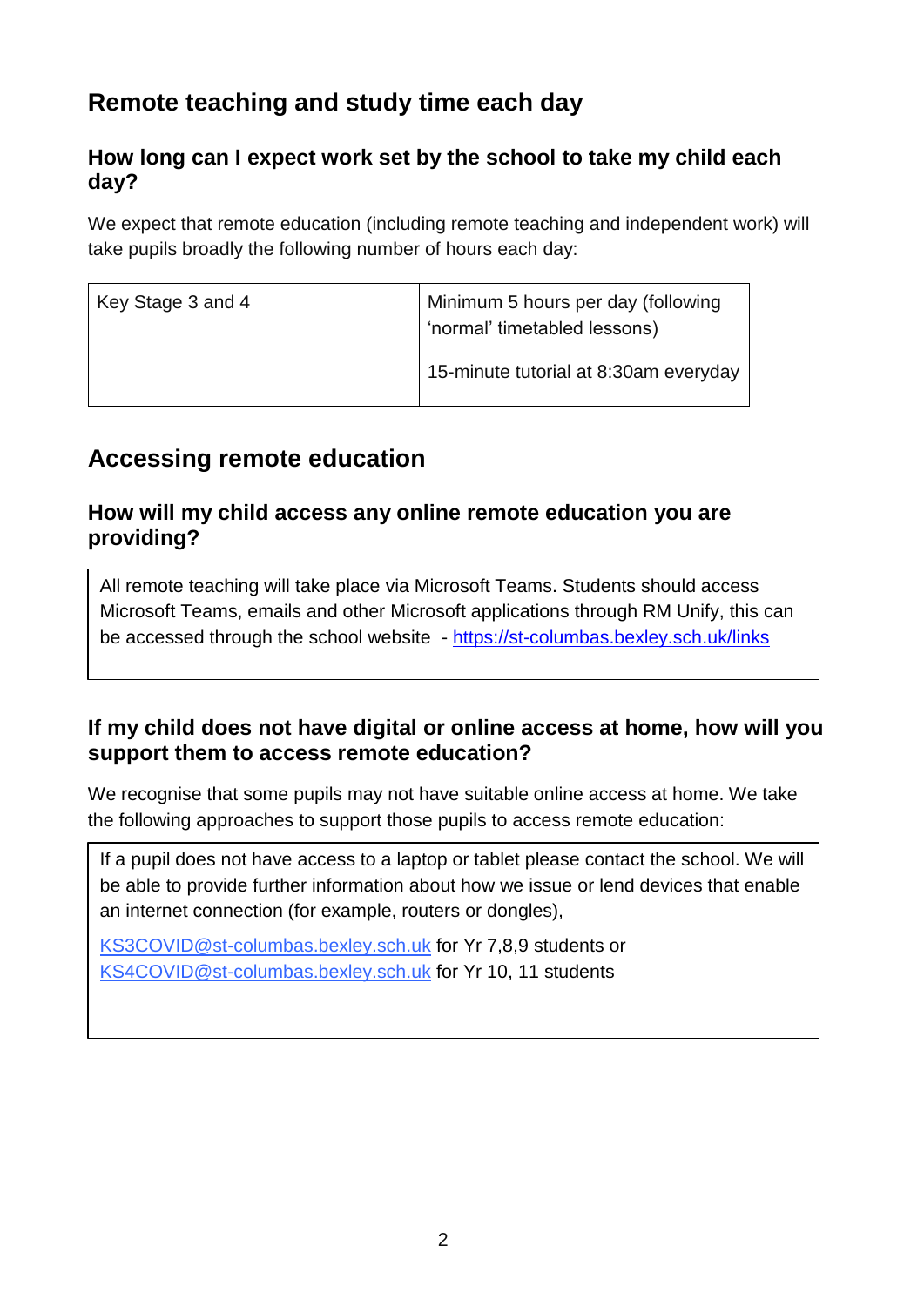## Remote teaching and study time each day

### How long can I expect work set by the school to take my child each day?

We expect that remote education (including remote teaching and independent work) will take pupils broadly the following number of hours each day:

| Key Stage 3 and 4 | Minimum 5 hours per day (following 'normal' timetabled lessons)<br><br>15-minute tutorial at 8:30am everyday |
|---|---|

## Accessing remote education

### How will my child access any online remote education you are providing?

All remote teaching will take place via Microsoft Teams. Students should access Microsoft Teams, emails and other Microsoft applications through RM Unify, this can be accessed through the school website - https://st-columbas.bexley.sch.uk/links

### If my child does not have digital or online access at home, how will you support them to access remote education?

We recognise that some pupils may not have suitable online access at home. We take the following approaches to support those pupils to access remote education:

If a pupil does not have access to a laptop or tablet please contact the school. We will be able to provide further information about how we issue or lend devices that enable an internet connection (for example, routers or dongles),

KS3COVID@st-columbas.bexley.sch.uk for Yr 7,8,9 students or
KS4COVID@st-columbas.bexley.sch.uk for Yr 10, 11 students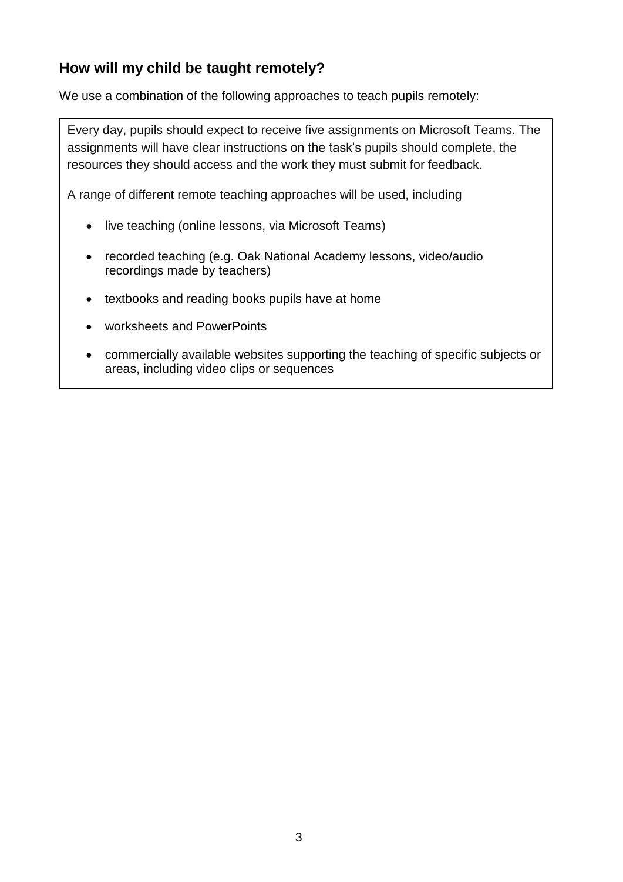## How will my child be taught remotely?

We use a combination of the following approaches to teach pupils remotely:

Every day, pupils should expect to receive five assignments on Microsoft Teams. The assignments will have clear instructions on the task's pupils should complete, the resources they should access and the work they must submit for feedback.

A range of different remote teaching approaches will be used, including

- live teaching (online lessons, via Microsoft Teams)
- recorded teaching (e.g. Oak National Academy lessons, video/audio recordings made by teachers)
- textbooks and reading books pupils have at home
- worksheets and PowerPoints
- commercially available websites supporting the teaching of specific subjects or areas, including video clips or sequences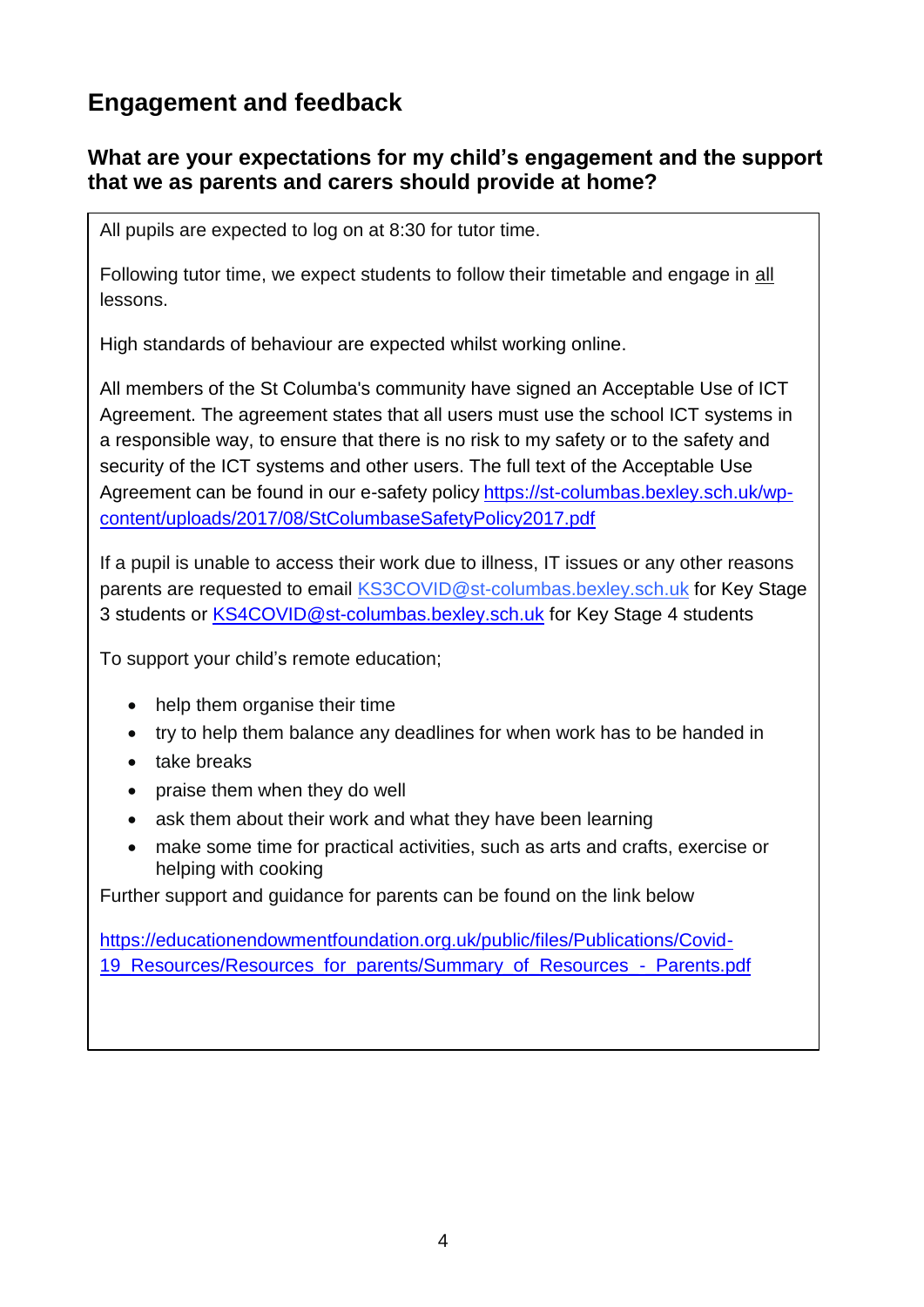## Engagement and feedback

### What are your expectations for my child's engagement and the support that we as parents and carers should provide at home?

All pupils are expected to log on at 8:30 for tutor time.

Following tutor time, we expect students to follow their timetable and engage in all lessons.

High standards of behaviour are expected whilst working online.

All members of the St Columba's community have signed an Acceptable Use of ICT Agreement. The agreement states that all users must use the school ICT systems in a responsible way, to ensure that there is no risk to my safety or to the safety and security of the ICT systems and other users. The full text of the Acceptable Use Agreement can be found in our e-safety policy https://st-columbas.bexley.sch.uk/wp-content/uploads/2017/08/StColumbaseSafetyPolicy2017.pdf

If a pupil is unable to access their work due to illness, IT issues or any other reasons parents are requested to email KS3COVID@st-columbas.bexley.sch.uk for Key Stage 3 students or KS4COVID@st-columbas.bexley.sch.uk for Key Stage 4 students

To support your child's remote education;

- help them organise their time
- try to help them balance any deadlines for when work has to be handed in
- take breaks
- praise them when they do well
- ask them about their work and what they have been learning
- make some time for practical activities, such as arts and crafts, exercise or helping with cooking

Further support and guidance for parents can be found on the link below

https://educationendowmentfoundation.org.uk/public/files/Publications/Covid-19_Resources/Resources_for_parents/Summary_of_Resources_-_Parents.pdf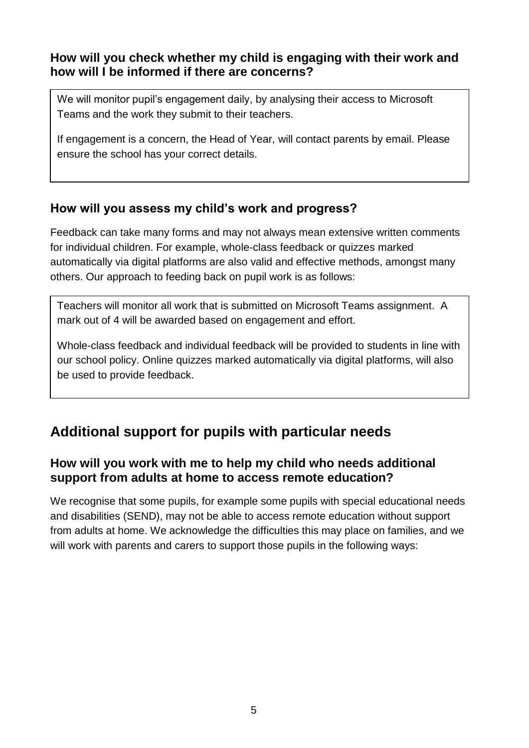### How will you check whether my child is engaging with their work and how will I be informed if there are concerns?

We will monitor pupil's engagement daily, by analysing their access to Microsoft Teams and the work they submit to their teachers.

If engagement is a concern, the Head of Year, will contact parents by email. Please ensure the school has your correct details.

### How will you assess my child's work and progress?

Feedback can take many forms and may not always mean extensive written comments for individual children. For example, whole-class feedback or quizzes marked automatically via digital platforms are also valid and effective methods, amongst many others. Our approach to feeding back on pupil work is as follows:

Teachers will monitor all work that is submitted on Microsoft Teams assignment. A mark out of 4 will be awarded based on engagement and effort.

Whole-class feedback and individual feedback will be provided to students in line with our school policy. Online quizzes marked automatically via digital platforms, will also be used to provide feedback.

## Additional support for pupils with particular needs

### How will you work with me to help my child who needs additional support from adults at home to access remote education?

We recognise that some pupils, for example some pupils with special educational needs and disabilities (SEND), may not be able to access remote education without support from adults at home. We acknowledge the difficulties this may place on families, and we will work with parents and carers to support those pupils in the following ways: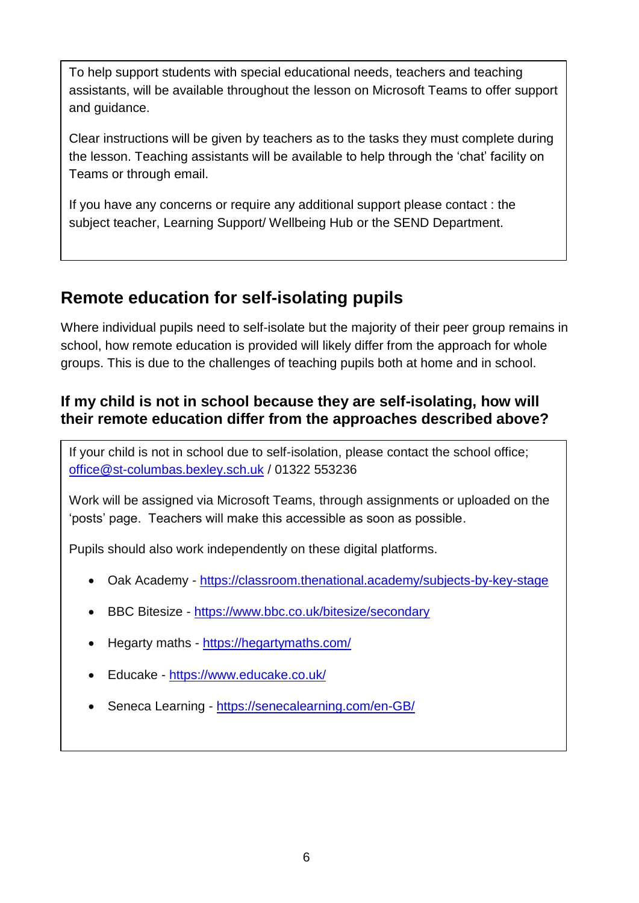To help support students with special educational needs, teachers and teaching assistants, will be available throughout the lesson on Microsoft Teams to offer support and guidance.

Clear instructions will be given by teachers as to the tasks they must complete during the lesson. Teaching assistants will be available to help through the 'chat' facility on Teams or through email.

If you have any concerns or require any additional support please contact : the subject teacher, Learning Support/ Wellbeing Hub or the SEND Department.

## Remote education for self-isolating pupils

Where individual pupils need to self-isolate but the majority of their peer group remains in school, how remote education is provided will likely differ from the approach for whole groups. This is due to the challenges of teaching pupils both at home and in school.

### If my child is not in school because they are self-isolating, how will their remote education differ from the approaches described above?

If your child is not in school due to self-isolation, please contact the school office; office@st-columbas.bexley.sch.uk / 01322 553236

Work will be assigned via Microsoft Teams, through assignments or uploaded on the 'posts' page. Teachers will make this accessible as soon as possible.

Pupils should also work independently on these digital platforms.

- Oak Academy - https://classroom.thenational.academy/subjects-by-key-stage
- BBC Bitesize - https://www.bbc.co.uk/bitesize/secondary
- Hegarty maths - https://hegartymaths.com/
- Educake - https://www.educake.co.uk/
- Seneca Learning - https://senecalearning.com/en-GB/